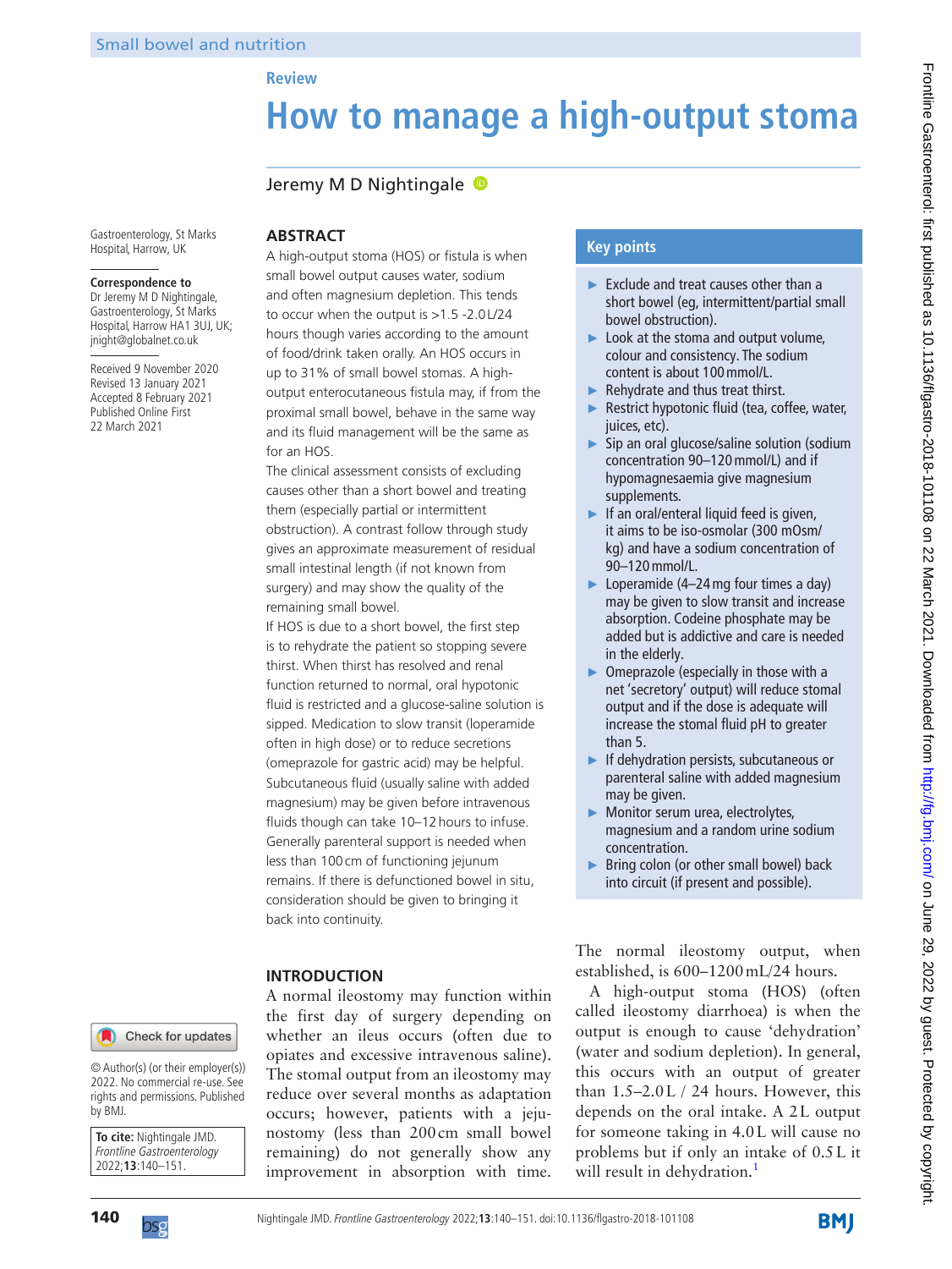Small bowel and nutrition

Review

# How to manage a high-output stoma

Jeremy M D Nightingale

Gastroenterology, St Marks Hospital, Harrow, UK

**Correspondence to**
Dr Jeremy M D Nightingale, Gastroenterology, St Marks Hospital, Harrow HA1 3UJ, UK; jnight@globalnet.co.uk

Received 9 November 2020
Revised 13 January 2021
Accepted 8 February 2021
Published Online First 22 March 2021

© Author(s) (or their employer(s)) 2022. No commercial re-use. See rights and permissions. Published by BMJ.

**To cite:** Nightingale JMD. *Frontline Gastroenterology* 2022;**13**:140–151.

## ABSTRACT

A high-output stoma (HOS) or fistula is when small bowel output causes water, sodium and often magnesium depletion. This tends to occur when the output is >1.5 -2.0L/24 hours though varies according to the amount of food/drink taken orally. An HOS occurs in up to 31% of small bowel stomas. A high-output enterocutaneous fistula may, if from the proximal small bowel, behave in the same way and its fluid management will be the same as for an HOS.

The clinical assessment consists of excluding causes other than a short bowel and treating them (especially partial or intermittent obstruction). A contrast follow through study gives an approximate measurement of residual small intestinal length (if not known from surgery) and may show the quality of the remaining small bowel.

If HOS is due to a short bowel, the first step is to rehydrate the patient so stopping severe thirst. When thirst has resolved and renal function returned to normal, oral hypotonic fluid is restricted and a glucose-saline solution is sipped. Medication to slow transit (loperamide often in high dose) or to reduce secretions (omeprazole for gastric acid) may be helpful. Subcutaneous fluid (usually saline with added magnesium) may be given before intravenous fluids though can take 10–12 hours to infuse. Generally parenteral support is needed when less than 100 cm of functioning jejunum remains. If there is defunctioned bowel in situ, consideration should be given to bringing it back into continuity.

## Key points

- Exclude and treat causes other than a short bowel (eg, intermittent/partial small bowel obstruction).
- Look at the stoma and output volume, colour and consistency. The sodium content is about 100 mmol/L.
- Rehydrate and thus treat thirst.
- Restrict hypotonic fluid (tea, coffee, water, juices, etc).
- Sip an oral glucose/saline solution (sodium concentration 90–120 mmol/L) and if hypomagnesaemia give magnesium supplements.
- If an oral/enteral liquid feed is given, it aims to be iso-osmolar (300 mOsm/kg) and have a sodium concentration of 90–120 mmol/L.
- Loperamide (4–24 mg four times a day) may be given to slow transit and increase absorption. Codeine phosphate may be added but is addictive and care is needed in the elderly.
- Omeprazole (especially in those with a net 'secretory' output) will reduce stomal output and if the dose is adequate will increase the stomal fluid pH to greater than 5.
- If dehydration persists, subcutaneous or parenteral saline with added magnesium may be given.
- Monitor serum urea, electrolytes, magnesium and a random urine sodium concentration.
- Bring colon (or other small bowel) back into circuit (if present and possible).

## INTRODUCTION

A normal ileostomy may function within the first day of surgery depending on whether an ileus occurs (often due to opiates and excessive intravenous saline). The stomal output from an ileostomy may reduce over several months as adaptation occurs; however, patients with a jejunostomy (less than 200 cm small bowel remaining) do not generally show any improvement in absorption with time. The normal ileostomy output, when established, is 600–1200 mL/24 hours.

A high-output stoma (HOS) (often called ileostomy diarrhoea) is when the output is enough to cause 'dehydration' (water and sodium depletion). In general, this occurs with an output of greater than 1.5–2.0 L / 24 hours. However, this depends on the oral intake. A 2 L output for someone taking in 4.0 L will cause no problems but if only an intake of 0.5 L it will result in dehydration.[1]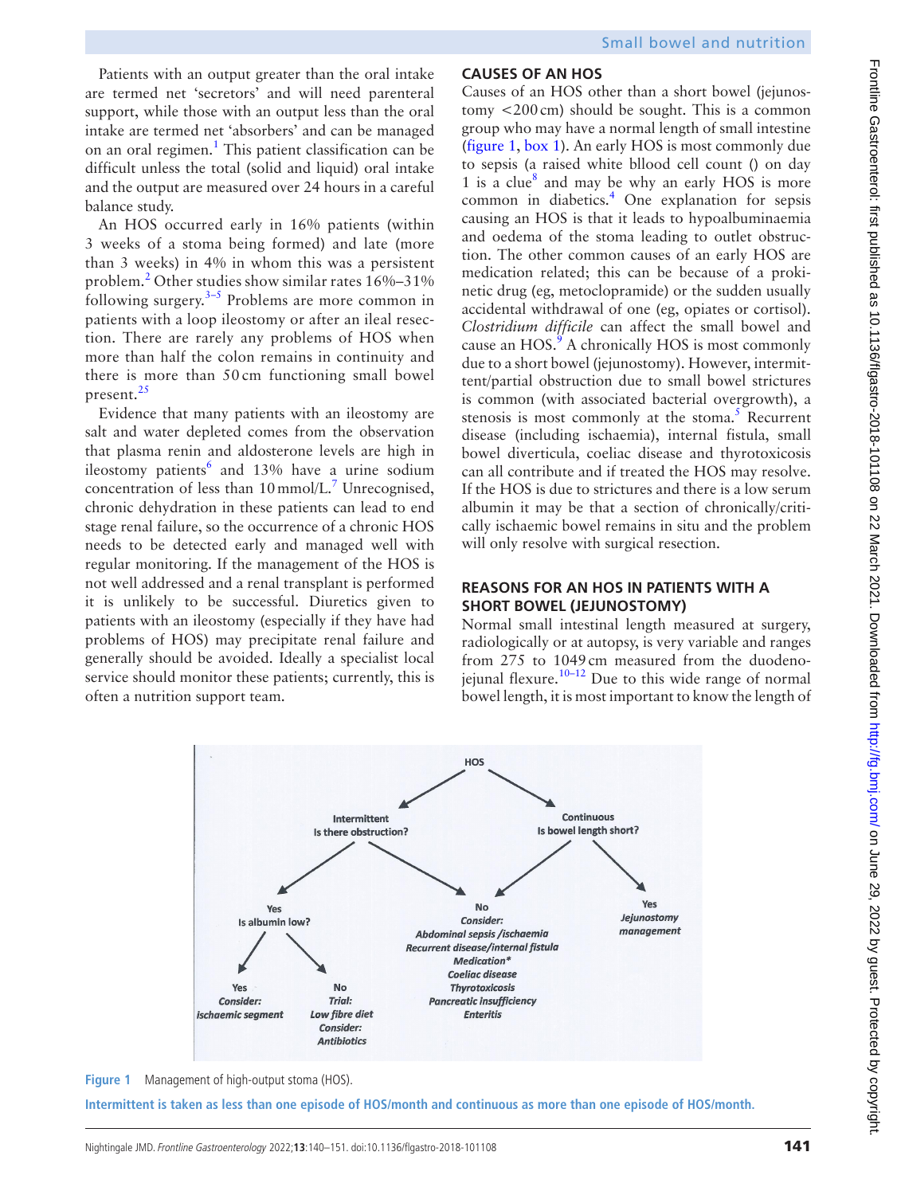Patients with an output greater than the oral intake are termed net 'secretors' and will need parenteral support, while those with an output less than the oral intake are termed net 'absorbers' and can be managed on an oral regimen.[1] This patient classification can be difficult unless the total (solid and liquid) oral intake and the output are measured over 24 hours in a careful balance study.

An HOS occurred early in 16% patients (within 3 weeks of a stoma being formed) and late (more than 3 weeks) in 4% in whom this was a persistent problem.[2] Other studies show similar rates 16%–31% following surgery.[3–5] Problems are more common in patients with a loop ileostomy or after an ileal resection. There are rarely any problems of HOS when more than half the colon remains in continuity and there is more than 50 cm functioning small bowel present.[25]

Evidence that many patients with an ileostomy are salt and water depleted comes from the observation that plasma renin and aldosterone levels are high in ileostomy patients[6] and 13% have a urine sodium concentration of less than 10 mmol/L.[7] Unrecognised, chronic dehydration in these patients can lead to end stage renal failure, so the occurrence of a chronic HOS needs to be detected early and managed well with regular monitoring. If the management of the HOS is not well addressed and a renal transplant is performed it is unlikely to be successful. Diuretics given to patients with an ileostomy (especially if they have had problems of HOS) may precipitate renal failure and generally should be avoided. Ideally a specialist local service should monitor these patients; currently, this is often a nutrition support team.

## CAUSES OF AN HOS

Causes of an HOS other than a short bowel (jejunostomy <200 cm) should be sought. This is a common group who may have a normal length of small intestine (figure 1, box 1). An early HOS is most commonly due to sepsis (a raised white bllood cell count () on day 1 is a clue[8] and may be why an early HOS is more common in diabetics.[4] One explanation for sepsis causing an HOS is that it leads to hypoalbuminaemia and oedema of the stoma leading to outlet obstruction. The other common causes of an early HOS are medication related; this can be because of a prokinetic drug (eg, metoclopramide) or the sudden usually accidental withdrawal of one (eg, opiates or cortisol). *Clostridium difficile* can affect the small bowel and cause an HOS.[9] A chronically HOS is most commonly due to a short bowel (jejunostomy). However, intermittent/partial obstruction due to small bowel strictures is common (with associated bacterial overgrowth), a stenosis is most commonly at the stoma.[5] Recurrent disease (including ischaemia), internal fistula, small bowel diverticula, coeliac disease and thyrotoxicosis can all contribute and if treated the HOS may resolve. If the HOS is due to strictures and there is a low serum albumin it may be that a section of chronically/critically ischaemic bowel remains in situ and the problem will only resolve with surgical resection.

## REASONS FOR AN HOS IN PATIENTS WITH A SHORT BOWEL (JEJUNOSTOMY)

Normal small intestinal length measured at surgery, radiologically or at autopsy, is very variable and ranges from 275 to 1049 cm measured from the duodenojejunal flexure.[10–12] Due to this wide range of normal bowel length, it is most important to know the length of

**Figure 1** Management of high-output stoma (HOS).

**Intermittent is taken as less than one episode of HOS/month and continuous as more than one episode of HOS/month.**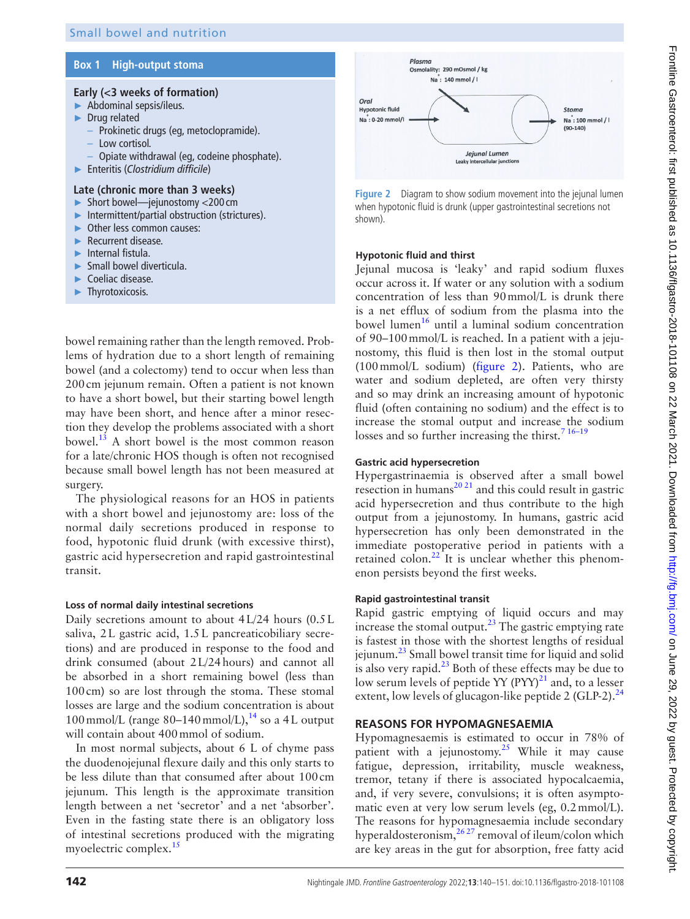**Box 1 High-output stoma**

**Early (<3 weeks of formation)**

- Abdominal sepsis/ileus.
- Drug related
  - Prokinetic drugs (eg, metoclopramide).
  - Low cortisol.
  - Opiate withdrawal (eg, codeine phosphate).
- Enteritis (*Clostridium difficile*)

**Late (chronic more than 3 weeks)**

- Short bowel—jejunostomy <200 cm
- Intermittent/partial obstruction (strictures).
- Other less common causes:
- Recurrent disease.
- Internal fistula.
- Small bowel diverticula.
- Coeliac disease.
- Thyrotoxicosis.

bowel remaining rather than the length removed. Problems of hydration due to a short length of remaining bowel (and a colectomy) tend to occur when less than 200 cm jejunum remain. Often a patient is not known to have a short bowel, but their starting bowel length may have been short, and hence after a minor resection they develop the problems associated with a short bowel.[13] A short bowel is the most common reason for a late/chronic HOS though is often not recognised because small bowel length has not been measured at surgery.

The physiological reasons for an HOS in patients with a short bowel and jejunostomy are: loss of the normal daily secretions produced in response to food, hypotonic fluid drunk (with excessive thirst), gastric acid hypersecretion and rapid gastrointestinal transit.

#### Loss of normal daily intestinal secretions

Daily secretions amount to about 4 L/24 hours (0.5 L saliva, 2 L gastric acid, 1.5 L pancreaticobiliary secretions) and are produced in response to the food and drink consumed (about 2 L/24 hours) and cannot all be absorbed in a short remaining bowel (less than 100 cm) so are lost through the stoma. These stomal losses are large and the sodium concentration is about 100 mmol/L (range 80–140 mmol/L),[14] so a 4 L output will contain about 400 mmol of sodium.

In most normal subjects, about 6 L of chyme pass the duodenojejunal flexure daily and this only starts to be less dilute than that consumed after about 100 cm jejunum. This length is the approximate transition length between a net 'secretor' and a net 'absorber'. Even in the fasting state there is an obligatory loss of intestinal secretions produced with the migrating myoelectric complex.[15]

Figure 2 Diagram to show sodium movement into the jejunal lumen when hypotonic fluid is drunk (upper gastrointestinal secretions not shown).

#### Hypotonic fluid and thirst

Jejunal mucosa is 'leaky' and rapid sodium fluxes occur across it. If water or any solution with a sodium concentration of less than 90 mmol/L is drunk there is a net efflux of sodium from the plasma into the bowel lumen[16] until a luminal sodium concentration of 90–100 mmol/L is reached. In a patient with a jejunostomy, this fluid is then lost in the stomal output (100 mmol/L sodium) (figure 2). Patients, who are water and sodium depleted, are often very thirsty and so may drink an increasing amount of hypotonic fluid (often containing no sodium) and the effect is to increase the stomal output and increase the sodium losses and so further increasing the thirst.[7 16–19]

#### Gastric acid hypersecretion

Hypergastrinaemia is observed after a small bowel resection in humans[20 21] and this could result in gastric acid hypersecretion and thus contribute to the high output from a jejunostomy. In humans, gastric acid hypersecretion has only been demonstrated in the immediate postoperative period in patients with a retained colon.[22] It is unclear whether this phenomenon persists beyond the first weeks.

#### Rapid gastrointestinal transit

Rapid gastric emptying of liquid occurs and may increase the stomal output.[23] The gastric emptying rate is fastest in those with the shortest lengths of residual jejunum.[23] Small bowel transit time for liquid and solid is also very rapid.[23] Both of these effects may be due to low serum levels of peptide YY (PYY)[21] and, to a lesser extent, low levels of glucagon-like peptide 2 (GLP-2).[24]

## REASONS FOR HYPOMAGNESAEMIA

Hypomagnesaemis is estimated to occur in 78% of patient with a jejunostomy.[25] While it may cause fatigue, depression, irritability, muscle weakness, tremor, tetany if there is associated hypocalcaemia, and, if very severe, convulsions; it is often asymptomatic even at very low serum levels (eg, 0.2 mmol/L). The reasons for hypomagnesaemia include secondary hyperaldosteronism,[26 27] removal of ileum/colon which are key areas in the gut for absorption, free fatty acid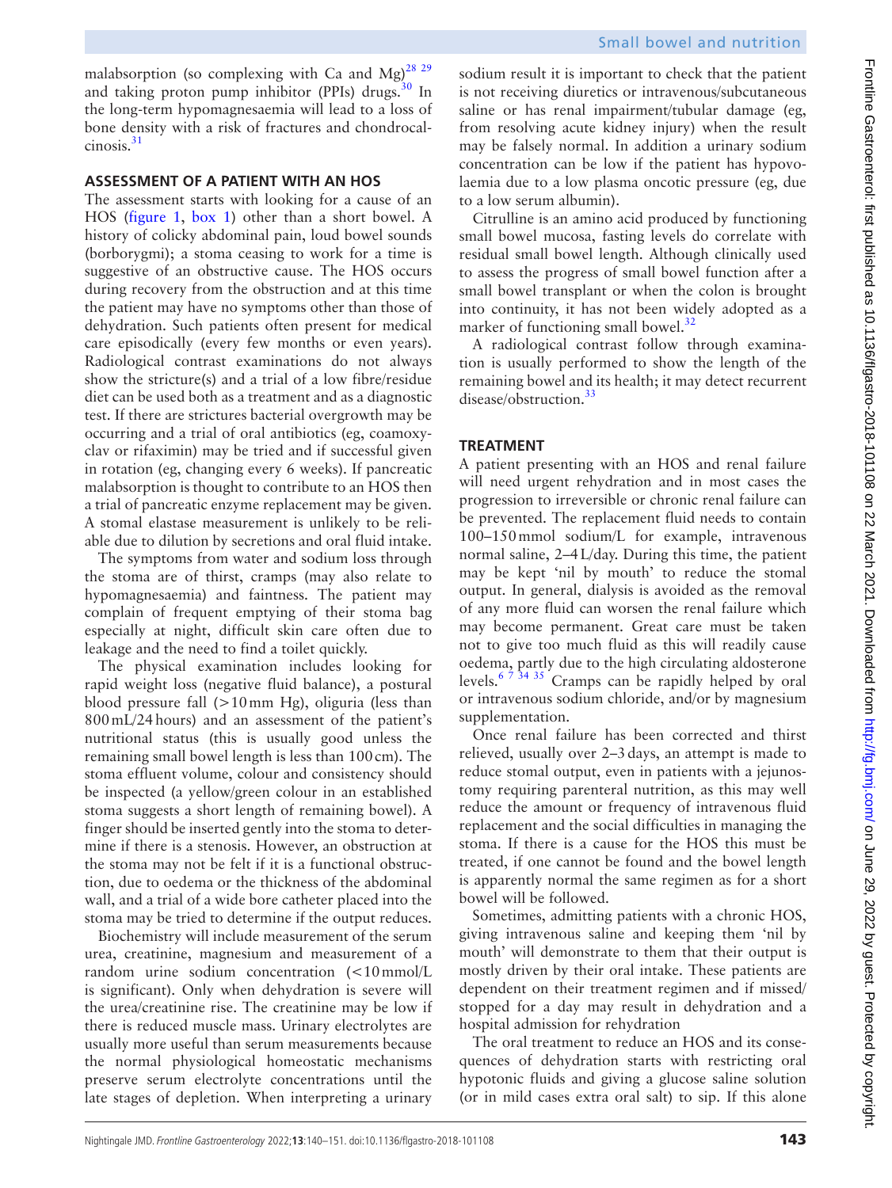malabsorption (so complexing with Ca and Mg)[28 29] and taking proton pump inhibitor (PPIs) drugs.[30] In the long-term hypomagnesaemia will lead to a loss of bone density with a risk of fractures and chondrocalcinosis.[31]

## ASSESSMENT OF A PATIENT WITH AN HOS

The assessment starts with looking for a cause of an HOS (figure 1, box 1) other than a short bowel. A history of colicky abdominal pain, loud bowel sounds (borborygmi); a stoma ceasing to work for a time is suggestive of an obstructive cause. The HOS occurs during recovery from the obstruction and at this time the patient may have no symptoms other than those of dehydration. Such patients often present for medical care episodically (every few months or even years). Radiological contrast examinations do not always show the stricture(s) and a trial of a low fibre/residue diet can be used both as a treatment and as a diagnostic test. If there are strictures bacterial overgrowth may be occurring and a trial of oral antibiotics (eg, coamoxyclav or rifaximin) may be tried and if successful given in rotation (eg, changing every 6 weeks). If pancreatic malabsorption is thought to contribute to an HOS then a trial of pancreatic enzyme replacement may be given. A stomal elastase measurement is unlikely to be reliable due to dilution by secretions and oral fluid intake.

The symptoms from water and sodium loss through the stoma are of thirst, cramps (may also relate to hypomagnesaemia) and faintness. The patient may complain of frequent emptying of their stoma bag especially at night, difficult skin care often due to leakage and the need to find a toilet quickly.

The physical examination includes looking for rapid weight loss (negative fluid balance), a postural blood pressure fall (>10 mm Hg), oliguria (less than 800 mL/24 hours) and an assessment of the patient's nutritional status (this is usually good unless the remaining small bowel length is less than 100 cm). The stoma effluent volume, colour and consistency should be inspected (a yellow/green colour in an established stoma suggests a short length of remaining bowel). A finger should be inserted gently into the stoma to determine if there is a stenosis. However, an obstruction at the stoma may not be felt if it is a functional obstruction, due to oedema or the thickness of the abdominal wall, and a trial of a wide bore catheter placed into the stoma may be tried to determine if the output reduces.

Biochemistry will include measurement of the serum urea, creatinine, magnesium and measurement of a random urine sodium concentration (<10 mmol/L is significant). Only when dehydration is severe will the urea/creatinine rise. The creatinine may be low if there is reduced muscle mass. Urinary electrolytes are usually more useful than serum measurements because the normal physiological homeostatic mechanisms preserve serum electrolyte concentrations until the late stages of depletion. When interpreting a urinary sodium result it is important to check that the patient is not receiving diuretics or intravenous/subcutaneous saline or has renal impairment/tubular damage (eg, from resolving acute kidney injury) when the result may be falsely normal. In addition a urinary sodium concentration can be low if the patient has hypovolaemia due to a low plasma oncotic pressure (eg, due to a low serum albumin).

Citrulline is an amino acid produced by functioning small bowel mucosa, fasting levels do correlate with residual small bowel length. Although clinically used to assess the progress of small bowel function after a small bowel transplant or when the colon is brought into continuity, it has not been widely adopted as a marker of functioning small bowel.[32]

A radiological contrast follow through examination is usually performed to show the length of the remaining bowel and its health; it may detect recurrent disease/obstruction.[33]

## TREATMENT

A patient presenting with an HOS and renal failure will need urgent rehydration and in most cases the progression to irreversible or chronic renal failure can be prevented. The replacement fluid needs to contain 100–150 mmol sodium/L for example, intravenous normal saline, 2–4 L/day. During this time, the patient may be kept 'nil by mouth' to reduce the stomal output. In general, dialysis is avoided as the removal of any more fluid can worsen the renal failure which may become permanent. Great care must be taken not to give too much fluid as this will readily cause oedema, partly due to the high circulating aldosterone levels.[6 7 34 35] Cramps can be rapidly helped by oral or intravenous sodium chloride, and/or by magnesium supplementation.

Once renal failure has been corrected and thirst relieved, usually over 2–3 days, an attempt is made to reduce stomal output, even in patients with a jejunostomy requiring parenteral nutrition, as this may well reduce the amount or frequency of intravenous fluid replacement and the social difficulties in managing the stoma. If there is a cause for the HOS this must be treated, if one cannot be found and the bowel length is apparently normal the same regimen as for a short bowel will be followed.

Sometimes, admitting patients with a chronic HOS, giving intravenous saline and keeping them 'nil by mouth' will demonstrate to them that their output is mostly driven by their oral intake. These patients are dependent on their treatment regimen and if missed/stopped for a day may result in dehydration and a hospital admission for rehydration

The oral treatment to reduce an HOS and its consequences of dehydration starts with restricting oral hypotonic fluids and giving a glucose saline solution (or in mild cases extra oral salt) to sip. If this alone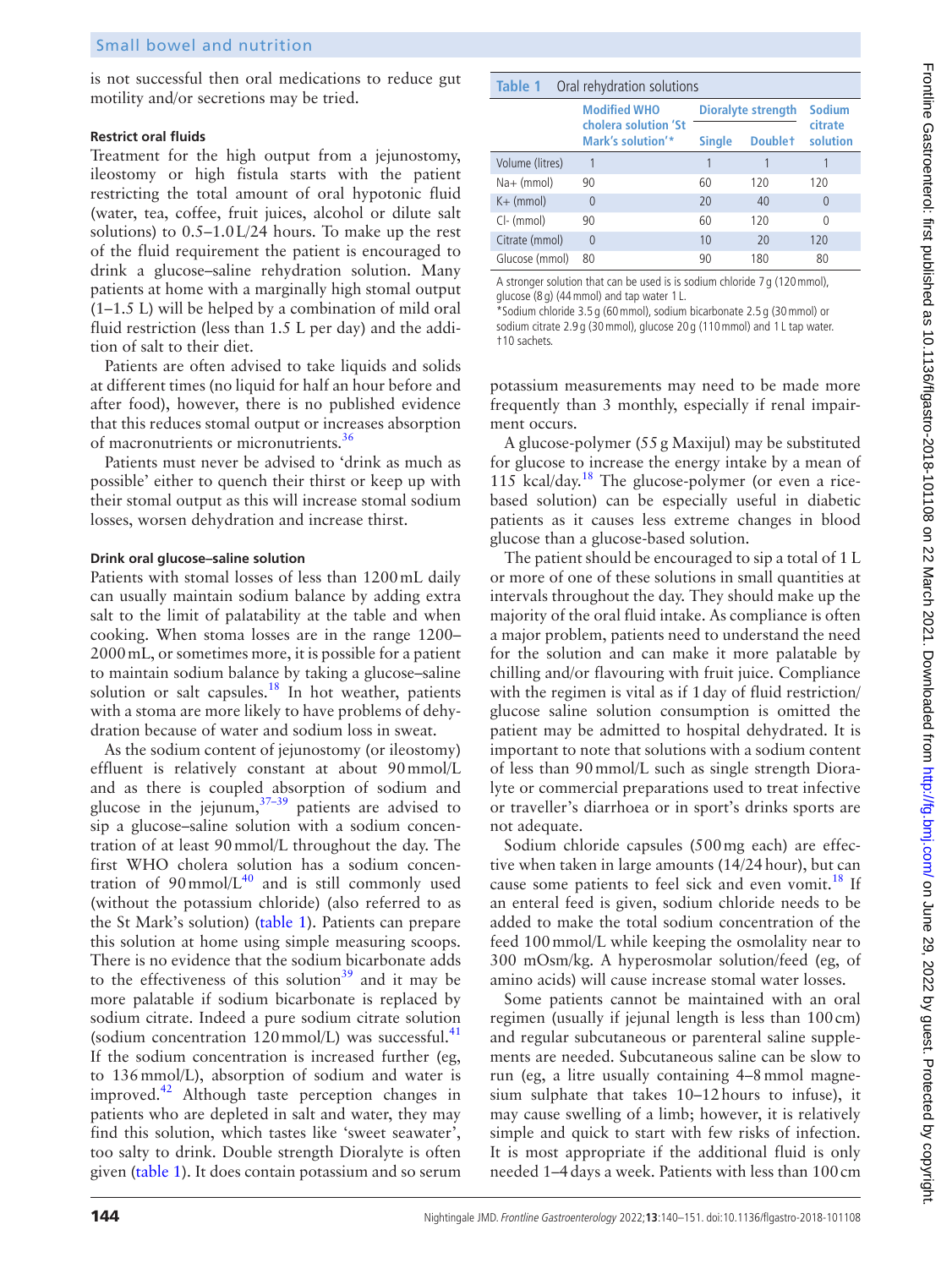is not successful then oral medications to reduce gut motility and/or secretions may be tried.

#### Restrict oral fluids

Treatment for the high output from a jejunostomy, ileostomy or high fistula starts with the patient restricting the total amount of oral hypotonic fluid (water, tea, coffee, fruit juices, alcohol or dilute salt solutions) to 0.5–1.0 L/24 hours. To make up the rest of the fluid requirement the patient is encouraged to drink a glucose–saline rehydration solution. Many patients at home with a marginally high stomal output (1–1.5 L) will be helped by a combination of mild oral fluid restriction (less than 1.5 L per day) and the addition of salt to their diet.

Patients are often advised to take liquids and solids at different times (no liquid for half an hour before and after food), however, there is no published evidence that this reduces stomal output or increases absorption of macronutrients or micronutrients.[36]

Patients must never be advised to 'drink as much as possible' either to quench their thirst or keep up with their stomal output as this will increase stomal sodium losses, worsen dehydration and increase thirst.

#### Drink oral glucose–saline solution

Patients with stomal losses of less than 1200 mL daily can usually maintain sodium balance by adding extra salt to the limit of palatability at the table and when cooking. When stoma losses are in the range 1200–2000 mL, or sometimes more, it is possible for a patient to maintain sodium balance by taking a glucose–saline solution or salt capsules.[18] In hot weather, patients with a stoma are more likely to have problems of dehydration because of water and sodium loss in sweat.

As the sodium content of jejunostomy (or ileostomy) effluent is relatively constant at about 90 mmol/L and as there is coupled absorption of sodium and glucose in the jejunum,[37–39] patients are advised to sip a glucose–saline solution with a sodium concentration of at least 90 mmol/L throughout the day. The first WHO cholera solution has a sodium concentration of 90 mmol/L[40] and is still commonly used (without the potassium chloride) (also referred to as the St Mark's solution) (table 1). Patients can prepare this solution at home using simple measuring scoops. There is no evidence that the sodium bicarbonate adds to the effectiveness of this solution[39] and it may be more palatable if sodium bicarbonate is replaced by sodium citrate. Indeed a pure sodium citrate solution (sodium concentration 120 mmol/L) was successful.[41] If the sodium concentration is increased further (eg, to 136 mmol/L), absorption of sodium and water is improved.[42] Although taste perception changes in patients who are depleted in salt and water, they may find this solution, which tastes like 'sweet seawater', too salty to drink. Double strength Dioralyte is often given (table 1). It does contain potassium and so serum potassium measurements may need to be made more frequently than 3 monthly, especially if renal impairment occurs.

**Table 1** Oral rehydration solutions

| | Modified WHO cholera solution 'St Mark's solution'* | Dioralyte strength | | Sodium citrate solution |
|---|---|---|---|---|
| | | Single | Double† | |
| Volume (litres) | 1 | 1 | 1 | 1 |
| Na+ (mmol) | 90 | 60 | 120 | 120 |
| K+ (mmol) | 0 | 20 | 40 | 0 |
| Cl- (mmol) | 90 | 60 | 120 | 0 |
| Citrate (mmol) | 0 | 10 | 20 | 120 |
| Glucose (mmol) | 80 | 90 | 180 | 80 |

A stronger solution that can be used is is sodium chloride 7 g (120 mmol), glucose (8 g) (44 mmol) and tap water 1 L.

*Sodium chloride 3.5 g (60 mmol), sodium bicarbonate 2.5 g (30 mmol) or sodium citrate 2.9 g (30 mmol), glucose 20 g (110 mmol) and 1 L tap water.

†10 sachets.

A glucose-polymer (55 g Maxijul) may be substituted for glucose to increase the energy intake by a mean of 115 kcal/day.[18] The glucose-polymer (or even a rice-based solution) can be especially useful in diabetic patients as it causes less extreme changes in blood glucose than a glucose-based solution.

The patient should be encouraged to sip a total of 1 L or more of one of these solutions in small quantities at intervals throughout the day. They should make up the majority of the oral fluid intake. As compliance is often a major problem, patients need to understand the need for the solution and can make it more palatable by chilling and/or flavouring with fruit juice. Compliance with the regimen is vital as if 1 day of fluid restriction/glucose saline solution consumption is omitted the patient may be admitted to hospital dehydrated. It is important to note that solutions with a sodium content of less than 90 mmol/L such as single strength Dioralyte or commercial preparations used to treat infective or traveller's diarrhoea or in sport's drinks sports are not adequate.

Sodium chloride capsules (500 mg each) are effective when taken in large amounts (14/24 hour), but can cause some patients to feel sick and even vomit.[18] If an enteral feed is given, sodium chloride needs to be added to make the total sodium concentration of the feed 100 mmol/L while keeping the osmolality near to 300 mOsm/kg. A hyperosmolar solution/feed (eg, of amino acids) will cause increase stomal water losses.

Some patients cannot be maintained with an oral regimen (usually if jejunal length is less than 100 cm) and regular subcutaneous or parenteral saline supplements are needed. Subcutaneous saline can be slow to run (eg, a litre usually containing 4–8 mmol magnesium sulphate that takes 10–12 hours to infuse), it may cause swelling of a limb; however, it is relatively simple and quick to start with few risks of infection. It is most appropriate if the additional fluid is only needed 1–4 days a week. Patients with less than 100 cm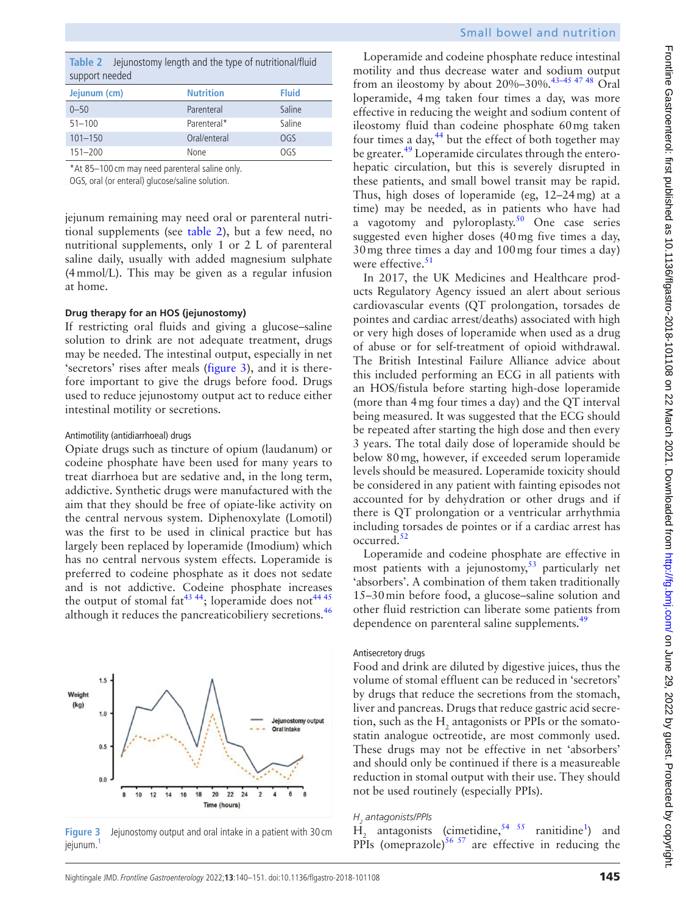Table 2 Jejunostomy length and the type of nutritional/fluid support needed

| Jejunum (cm) | Nutrition | Fluid |
|---|---|---|
| 0–50 | Parenteral | Saline |
| 51–100 | Parenteral* | Saline |
| 101–150 | Oral/enteral | OGS |
| 151–200 | None | OGS |

*At 85–100 cm may need parenteral saline only.
OGS, oral (or enteral) glucose/saline solution.

jejunum remaining may need oral or parenteral nutritional supplements (see table 2), but a few need, no nutritional supplements, only 1 or 2 L of parenteral saline daily, usually with added magnesium sulphate (4 mmol/L). This may be given as a regular infusion at home.

### Drug therapy for an HOS (jejunostomy)

If restricting oral fluids and giving a glucose–saline solution to drink are not adequate treatment, drugs may be needed. The intestinal output, especially in net 'secretors' rises after meals (figure 3), and it is therefore important to give the drugs before food. Drugs used to reduce jejunostomy output act to reduce either intestinal motility or secretions.

#### Antimotility (antidiarrhoeal) drugs

Opiate drugs such as tincture of opium (laudanum) or codeine phosphate have been used for many years to treat diarrhoea but are sedative and, in the long term, addictive. Synthetic drugs were manufactured with the aim that they should be free of opiate-like activity on the central nervous system. Diphenoxylate (Lomotil) was the first to be used in clinical practice but has largely been replaced by loperamide (Imodium) which has no central nervous system effects. Loperamide is preferred to codeine phosphate as it does not sedate and is not addictive. Codeine phosphate increases the output of stomal fat[43 44]; loperamide does not[44 45] although it reduces the pancreaticobiliary secretions.[46]

Figure 3 Jejunostomy output and oral intake in a patient with 30 cm jejunum.[1]

Loperamide and codeine phosphate reduce intestinal motility and thus decrease water and sodium output from an ileostomy by about 20%–30%.[43–45 47 48] Oral loperamide, 4 mg taken four times a day, was more effective in reducing the weight and sodium content of ileostomy fluid than codeine phosphate 60 mg taken four times a day,[44] but the effect of both together may be greater.[49] Loperamide circulates through the enterohepatic circulation, but this is severely disrupted in these patients, and small bowel transit may be rapid. Thus, high doses of loperamide (eg, 12–24 mg) at a time) may be needed, as in patients who have had a vagotomy and pyloroplasty.[50] One case series suggested even higher doses (40 mg five times a day, 30 mg three times a day and 100 mg four times a day) were effective.[51]

In 2017, the UK Medicines and Healthcare products Regulatory Agency issued an alert about serious cardiovascular events (QT prolongation, torsades de pointes and cardiac arrest/deaths) associated with high or very high doses of loperamide when used as a drug of abuse or for self-treatment of opioid withdrawal. The British Intestinal Failure Alliance advice about this included performing an ECG in all patients with an HOS/fistula before starting high-dose loperamide (more than 4 mg four times a day) and the QT interval being measured. It was suggested that the ECG should be repeated after starting the high dose and then every 3 years. The total daily dose of loperamide should be below 80 mg, however, if exceeded serum loperamide levels should be measured. Loperamide toxicity should be considered in any patient with fainting episodes not accounted for by dehydration or other drugs and if there is QT prolongation or a ventricular arrhythmia including torsades de pointes or if a cardiac arrest has occurred.[52]

Loperamide and codeine phosphate are effective in most patients with a jejunostomy,[53] particularly net 'absorbers'. A combination of them taken traditionally 15–30 min before food, a glucose–saline solution and other fluid restriction can liberate some patients from dependence on parenteral saline supplements.[49]

#### Antisecretory drugs

Food and drink are diluted by digestive juices, thus the volume of stomal effluent can be reduced in 'secretors' by drugs that reduce the secretions from the stomach, liver and pancreas. Drugs that reduce gastric acid secretion, such as the $H_2$ antagonists or PPIs or the somatostatin analogue octreotide, are most commonly used. These drugs may not be effective in net 'absorbers' and should only be continued if there is a measureable reduction in stomal output with their use. They should not be used routinely (especially PPIs).

*$H_2$ antagonists/PPIs*

$H_2$ antagonists (cimetidine,[54 55] ranitidine[1]) and PPIs (omeprazole)[56 57] are effective in reducing the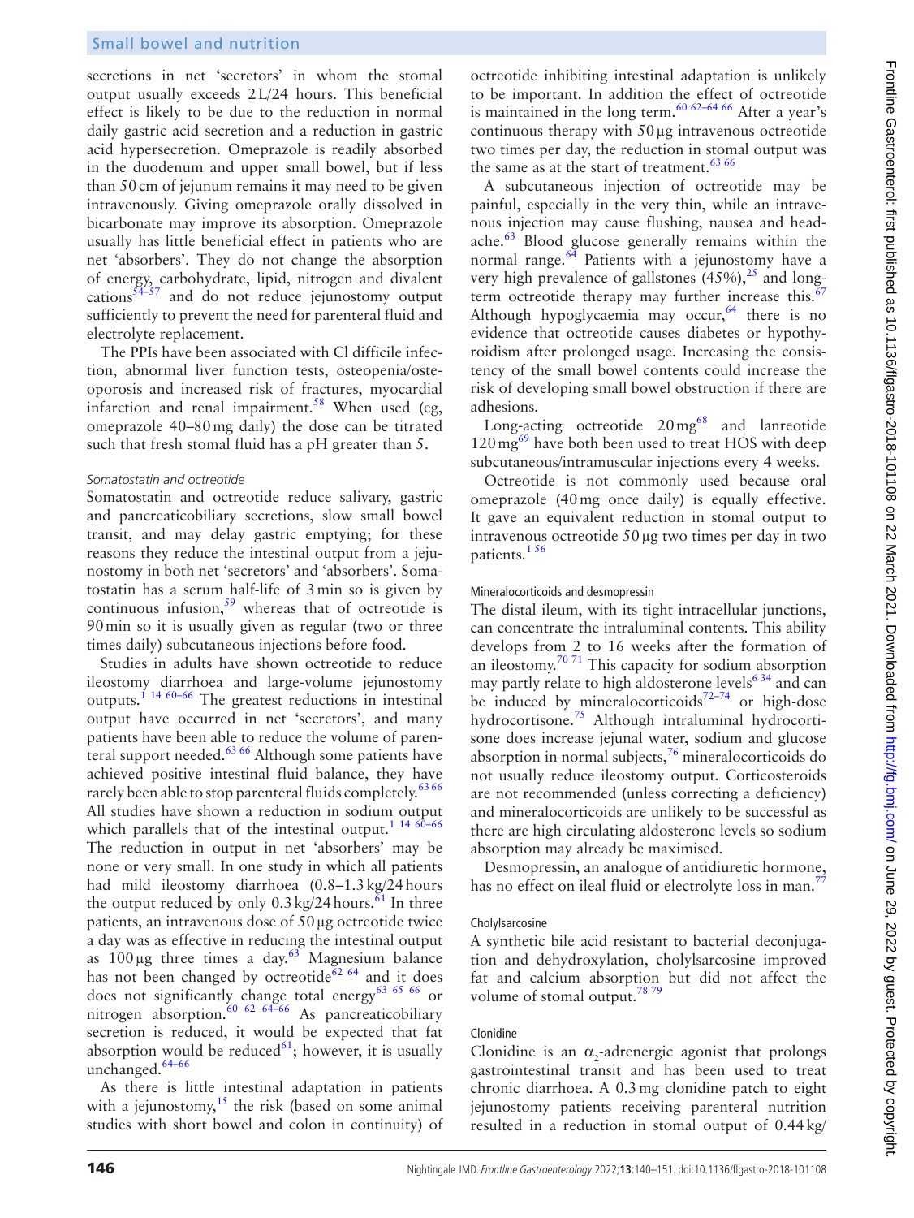secretions in net 'secretors' in whom the stomal output usually exceeds 2L/24 hours. This beneficial effect is likely to be due to the reduction in normal daily gastric acid secretion and a reduction in gastric acid hypersecretion. Omeprazole is readily absorbed in the duodenum and upper small bowel, but if less than 50 cm of jejunum remains it may need to be given intravenously. Giving omeprazole orally dissolved in bicarbonate may improve its absorption. Omeprazole usually has little beneficial effect in patients who are net 'absorbers'. They do not change the absorption of energy, carbohydrate, lipid, nitrogen and divalent cations[54–57] and do not reduce jejunostomy output sufficiently to prevent the need for parenteral fluid and electrolyte replacement.

The PPIs have been associated with Cl difficile infection, abnormal liver function tests, osteopenia/osteoporosis and increased risk of fractures, myocardial infarction and renal impairment.[58] When used (eg, omeprazole 40–80 mg daily) the dose can be titrated such that fresh stomal fluid has a pH greater than 5.

#### *Somatostatin and octreotide*

Somatostatin and octreotide reduce salivary, gastric and pancreaticobiliary secretions, slow small bowel transit, and may delay gastric emptying; for these reasons they reduce the intestinal output from a jejunostomy in both net 'secretors' and 'absorbers'. Somatostatin has a serum half-life of 3 min so is given by continuous infusion,[59] whereas that of octreotide is 90 min so it is usually given as regular (two or three times daily) subcutaneous injections before food.

Studies in adults have shown octreotide to reduce ileostomy diarrhoea and large-volume jejunostomy outputs.[1 14 60–66] The greatest reductions in intestinal output have occurred in net 'secretors', and many patients have been able to reduce the volume of parenteral support needed.[63 66] Although some patients have achieved positive intestinal fluid balance, they have rarely been able to stop parenteral fluids completely.[63 66] All studies have shown a reduction in sodium output which parallels that of the intestinal output.[1 14 60–66] The reduction in output in net 'absorbers' may be none or very small. In one study in which all patients had mild ileostomy diarrhoea (0.8–1.3 kg/24 hours the output reduced by only 0.3 kg/24 hours.[61] In three patients, an intravenous dose of 50 µg octreotide twice a day was as effective in reducing the intestinal output as 100 µg three times a day.[63] Magnesium balance has not been changed by octreotide[62 64] and it does does not significantly change total energy[63 65 66] or nitrogen absorption.[60 62 64–66] As pancreaticobiliary secretion is reduced, it would be expected that fat absorption would be reduced[61]; however, it is usually unchanged.[64–66]

As there is little intestinal adaptation in patients with a jejunostomy,[15] the risk (based on some animal studies with short bowel and colon in continuity) of octreotide inhibiting intestinal adaptation is unlikely to be important. In addition the effect of octreotide is maintained in the long term.[60 62–64 66] After a year's continuous therapy with 50 µg intravenous octreotide two times per day, the reduction in stomal output was the same as at the start of treatment.[63 66]

A subcutaneous injection of octreotide may be painful, especially in the very thin, while an intravenous injection may cause flushing, nausea and headache.[63] Blood glucose generally remains within the normal range.[64] Patients with a jejunostomy have a very high prevalence of gallstones (45%),[25] and long-term octreotide therapy may further increase this.[67] Although hypoglycaemia may occur,[64] there is no evidence that octreotide causes diabetes or hypothyroidism after prolonged usage. Increasing the consistency of the small bowel contents could increase the risk of developing small bowel obstruction if there are adhesions.

Long-acting octreotide 20 mg[68] and lanreotide 120 mg[69] have both been used to treat HOS with deep subcutaneous/intramuscular injections every 4 weeks.

Octreotide is not commonly used because oral omeprazole (40 mg once daily) is equally effective. It gave an equivalent reduction in stomal output to intravenous octreotide 50 µg two times per day in two patients.[1 56]

#### Mineralocorticoids and desmopressin

The distal ileum, with its tight intracellular junctions, can concentrate the intraluminal contents. This ability develops from 2 to 16 weeks after the formation of an ileostomy.[70 71] This capacity for sodium absorption may partly relate to high aldosterone levels[6 34] and can be induced by mineralocorticoids[72–74] or high-dose hydrocortisone.[75] Although intraluminal hydrocortisone does increase jejunal water, sodium and glucose absorption in normal subjects,[76] mineralocorticoids do not usually reduce ileostomy output. Corticosteroids are not recommended (unless correcting a deficiency) and mineralocorticoids are unlikely to be successful as there are high circulating aldosterone levels so sodium absorption may already be maximised.

Desmopressin, an analogue of antidiuretic hormone, has no effect on ileal fluid or electrolyte loss in man.[77]

#### Cholylsarcosine

A synthetic bile acid resistant to bacterial deconjugation and dehydroxylation, cholylsarcosine improved fat and calcium absorption but did not affect the volume of stomal output.[78 79]

#### Clonidine

Clonidine is an $\alpha_2$-adrenergic agonist that prolongs gastrointestinal transit and has been used to treat chronic diarrhoea. A 0.3 mg clonidine patch to eight jejunostomy patients receiving parenteral nutrition resulted in a reduction in stomal output of 0.44 kg/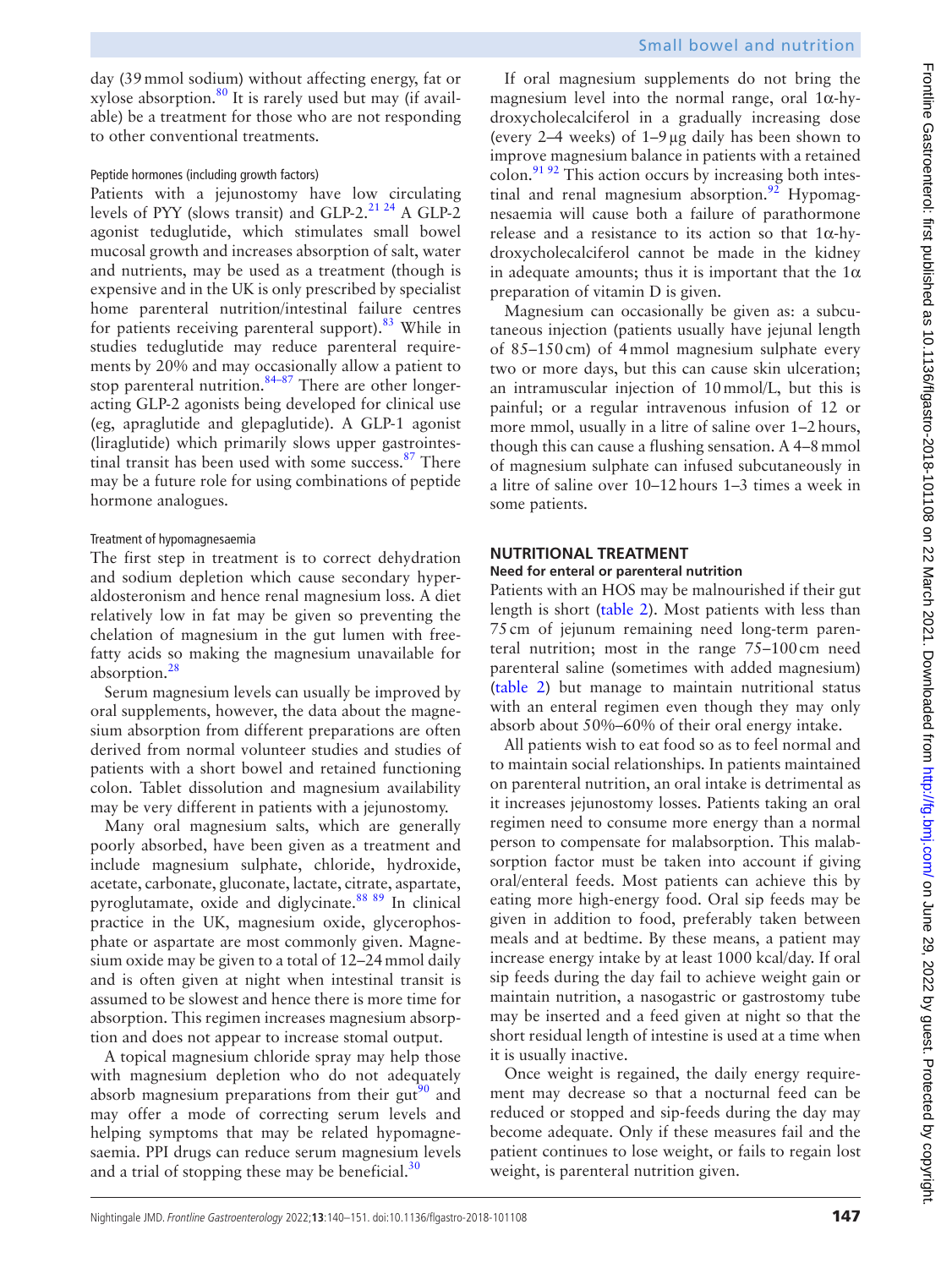day (39 mmol sodium) without affecting energy, fat or xylose absorption.[80] It is rarely used but may (if available) be a treatment for those who are not responding to other conventional treatments.

#### Peptide hormones (including growth factors)

Patients with a jejunostomy have low circulating levels of PYY (slows transit) and GLP-2.[21 24] A GLP-2 agonist teduglutide, which stimulates small bowel mucosal growth and increases absorption of salt, water and nutrients, may be used as a treatment (though is expensive and in the UK is only prescribed by specialist home parenteral nutrition/intestinal failure centres for patients receiving parenteral support).[83] While in studies teduglutide may reduce parenteral requirements by 20% and may occasionally allow a patient to stop parenteral nutrition.[84–87] There are other longer-acting GLP-2 agonists being developed for clinical use (eg, apraglutide and glepaglutide). A GLP-1 agonist (liraglutide) which primarily slows upper gastrointestinal transit has been used with some success.[87] There may be a future role for using combinations of peptide hormone analogues.

#### Treatment of hypomagnesaemia

The first step in treatment is to correct dehydration and sodium depletion which cause secondary hyperaldosteronism and hence renal magnesium loss. A diet relatively low in fat may be given so preventing the chelation of magnesium in the gut lumen with free-fatty acids so making the magnesium unavailable for absorption.[28]

Serum magnesium levels can usually be improved by oral supplements, however, the data about the magnesium absorption from different preparations are often derived from normal volunteer studies and studies of patients with a short bowel and retained functioning colon. Tablet dissolution and magnesium availability may be very different in patients with a jejunostomy.

Many oral magnesium salts, which are generally poorly absorbed, have been given as a treatment and include magnesium sulphate, chloride, hydroxide, acetate, carbonate, gluconate, lactate, citrate, aspartate, pyroglutamate, oxide and diglycinate.[88 89] In clinical practice in the UK, magnesium oxide, glycerophosphate or aspartate are most commonly given. Magnesium oxide may be given to a total of 12–24 mmol daily and is often given at night when intestinal transit is assumed to be slowest and hence there is more time for absorption. This regimen increases magnesium absorption and does not appear to increase stomal output.

A topical magnesium chloride spray may help those with magnesium depletion who do not adequately absorb magnesium preparations from their gut[90] and may offer a mode of correcting serum levels and helping symptoms that may be related hypomagnesaemia. PPI drugs can reduce serum magnesium levels and a trial of stopping these may be beneficial.[30]

If oral magnesium supplements do not bring the magnesium level into the normal range, oral 1α-hydroxycholecalciferol in a gradually increasing dose (every 2–4 weeks) of 1–9 µg daily has been shown to improve magnesium balance in patients with a retained colon.[91 92] This action occurs by increasing both intestinal and renal magnesium absorption.[92] Hypomagnesaemia will cause both a failure of parathormone release and a resistance to its action so that 1α-hydroxycholecalciferol cannot be made in the kidney in adequate amounts; thus it is important that the 1α preparation of vitamin D is given.

Magnesium can occasionally be given as: a subcutaneous injection (patients usually have jejunal length of 85–150 cm) of 4 mmol magnesium sulphate every two or more days, but this can cause skin ulceration; an intramuscular injection of 10 mmol/L, but this is painful; or a regular intravenous infusion of 12 or more mmol, usually in a litre of saline over 1–2 hours, though this can cause a flushing sensation. A 4–8 mmol of magnesium sulphate can infused subcutaneously in a litre of saline over 10–12 hours 1–3 times a week in some patients.

## NUTRITIONAL TREATMENT

### Need for enteral or parenteral nutrition

Patients with an HOS may be malnourished if their gut length is short (table 2). Most patients with less than 75 cm of jejunum remaining need long-term parenteral nutrition; most in the range 75–100 cm need parenteral saline (sometimes with added magnesium) (table 2) but manage to maintain nutritional status with an enteral regimen even though they may only absorb about 50%–60% of their oral energy intake.

All patients wish to eat food so as to feel normal and to maintain social relationships. In patients maintained on parenteral nutrition, an oral intake is detrimental as it increases jejunostomy losses. Patients taking an oral regimen need to consume more energy than a normal person to compensate for malabsorption. This malabsorption factor must be taken into account if giving oral/enteral feeds. Most patients can achieve this by eating more high-energy food. Oral sip feeds may be given in addition to food, preferably taken between meals and at bedtime. By these means, a patient may increase energy intake by at least 1000 kcal/day. If oral sip feeds during the day fail to achieve weight gain or maintain nutrition, a nasogastric or gastrostomy tube may be inserted and a feed given at night so that the short residual length of intestine is used at a time when it is usually inactive.

Once weight is regained, the daily energy requirement may decrease so that a nocturnal feed can be reduced or stopped and sip-feeds during the day may become adequate. Only if these measures fail and the patient continues to lose weight, or fails to regain lost weight, is parenteral nutrition given.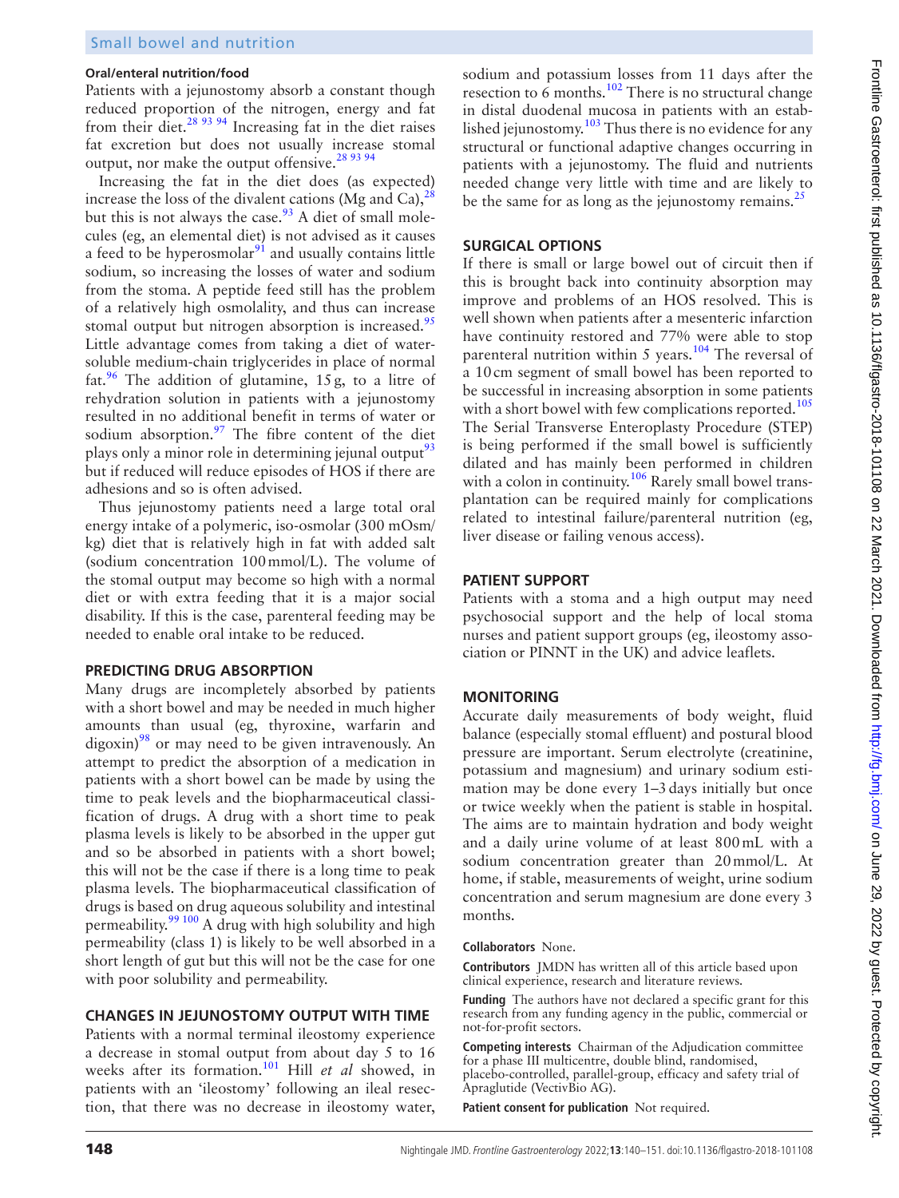### Oral/enteral nutrition/food

Patients with a jejunostomy absorb a constant though reduced proportion of the nitrogen, energy and fat from their diet.[28 93 94] Increasing fat in the diet raises fat excretion but does not usually increase stomal output, nor make the output offensive.[28 93 94]

Increasing the fat in the diet does (as expected) increase the loss of the divalent cations (Mg and Ca),[28] but this is not always the case.[93] A diet of small molecules (eg, an elemental diet) is not advised as it causes a feed to be hyperosmolar[91] and usually contains little sodium, so increasing the losses of water and sodium from the stoma. A peptide feed still has the problem of a relatively high osmolality, and thus can increase stomal output but nitrogen absorption is increased.[95] Little advantage comes from taking a diet of water-soluble medium-chain triglycerides in place of normal fat.[96] The addition of glutamine, 15 g, to a litre of rehydration solution in patients with a jejunostomy resulted in no additional benefit in terms of water or sodium absorption.[97] The fibre content of the diet plays only a minor role in determining jejunal output[93] but if reduced will reduce episodes of HOS if there are adhesions and so is often advised.

Thus jejunostomy patients need a large total oral energy intake of a polymeric, iso-osmolar (300 mOsm/kg) diet that is relatively high in fat with added salt (sodium concentration 100 mmol/L). The volume of the stomal output may become so high with a normal diet or with extra feeding that it is a major social disability. If this is the case, parenteral feeding may be needed to enable oral intake to be reduced.

## PREDICTING DRUG ABSORPTION

Many drugs are incompletely absorbed by patients with a short bowel and may be needed in much higher amounts than usual (eg, thyroxine, warfarin and digoxin)[98] or may need to be given intravenously. An attempt to predict the absorption of a medication in patients with a short bowel can be made by using the time to peak levels and the biopharmaceutical classification of drugs. A drug with a short time to peak plasma levels is likely to be absorbed in the upper gut and so be absorbed in patients with a short bowel; this will not be the case if there is a long time to peak plasma levels. The biopharmaceutical classification of drugs is based on drug aqueous solubility and intestinal permeability.[99 100] A drug with high solubility and high permeability (class 1) is likely to be well absorbed in a short length of gut but this will not be the case for one with poor solubility and permeability.

## CHANGES IN JEJUNOSTOMY OUTPUT WITH TIME

Patients with a normal terminal ileostomy experience a decrease in stomal output from about day 5 to 16 weeks after its formation.[101] Hill *et al* showed, in patients with an 'ileostomy' following an ileal resection, that there was no decrease in ileostomy water, sodium and potassium losses from 11 days after the resection to 6 months.[102] There is no structural change in distal duodenal mucosa in patients with an established jejunostomy.[103] Thus there is no evidence for any structural or functional adaptive changes occurring in patients with a jejunostomy. The fluid and nutrients needed change very little with time and are likely to be the same for as long as the jejunostomy remains.[25]

## SURGICAL OPTIONS

If there is small or large bowel out of circuit then if this is brought back into continuity absorption may improve and problems of an HOS resolved. This is well shown when patients after a mesenteric infarction have continuity restored and 77% were able to stop parenteral nutrition within 5 years.[104] The reversal of a 10 cm segment of small bowel has been reported to be successful in increasing absorption in some patients with a short bowel with few complications reported.[105] The Serial Transverse Enteroplasty Procedure (STEP) is being performed if the small bowel is sufficiently dilated and has mainly been performed in children with a colon in continuity.[106] Rarely small bowel transplantation can be required mainly for complications related to intestinal failure/parenteral nutrition (eg, liver disease or failing venous access).

## PATIENT SUPPORT

Patients with a stoma and a high output may need psychosocial support and the help of local stoma nurses and patient support groups (eg, ileostomy association or PINNT in the UK) and advice leaflets.

## MONITORING

Accurate daily measurements of body weight, fluid balance (especially stomal effluent) and postural blood pressure are important. Serum electrolyte (creatinine, potassium and magnesium) and urinary sodium estimation may be done every 1–3 days initially but once or twice weekly when the patient is stable in hospital. The aims are to maintain hydration and body weight and a daily urine volume of at least 800 mL with a sodium concentration greater than 20 mmol/L. At home, if stable, measurements of weight, urine sodium concentration and serum magnesium are done every 3 months.

**Collaborators** None.

**Contributors** JMDN has written all of this article based upon clinical experience, research and literature reviews.

**Funding** The authors have not declared a specific grant for this research from any funding agency in the public, commercial or not-for-profit sectors.

**Competing interests** Chairman of the Adjudication committee for a phase III multicentre, double blind, randomised, placebo-controlled, parallel-group, efficacy and safety trial of Apraglutide (VectivBio AG).

**Patient consent for publication** Not required.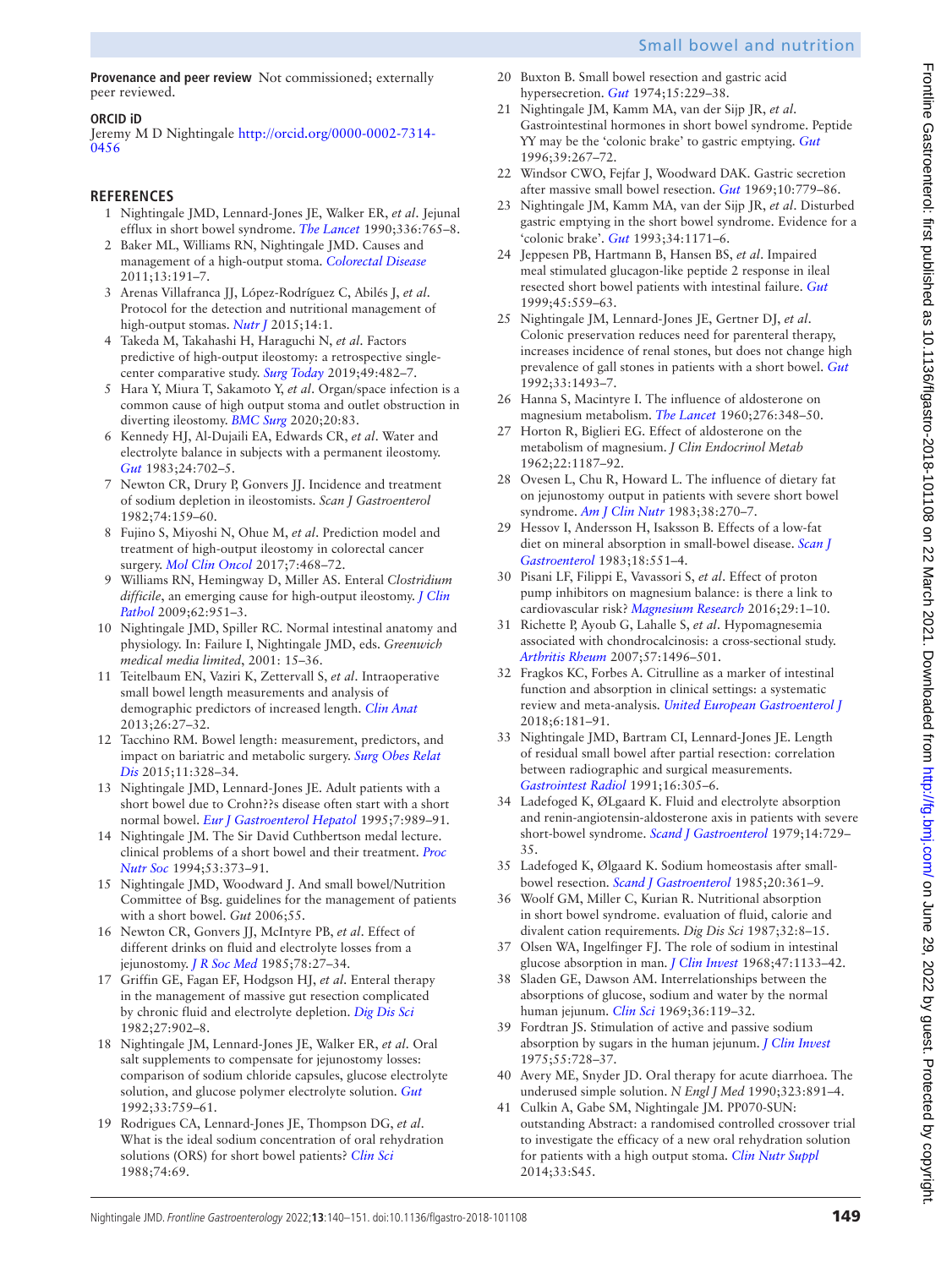**Provenance and peer review** Not commissioned; externally peer reviewed.

**ORCID iD**

Jeremy M D Nightingale http://orcid.org/0000-0002-7314-0456

## REFERENCES

1. Nightingale JMD, Lennard-Jones JE, Walker ER, *et al*. Jejunal efflux in short bowel syndrome. *The Lancet* 1990;336:765–8.
2. Baker ML, Williams RN, Nightingale JMD. Causes and management of a high-output stoma. *Colorectal Disease* 2011;13:191–7.
3. Arenas Villafranca JJ, López-Rodríguez C, Abilés J, *et al*. Protocol for the detection and nutritional management of high-output stomas. *Nutr J* 2015;14:1.
4. Takeda M, Takahashi H, Haraguchi N, *et al*. Factors predictive of high-output ileostomy: a retrospective single-center comparative study. *Surg Today* 2019;49:482–7.
5. Hara Y, Miura T, Sakamoto Y, *et al*. Organ/space infection is a common cause of high output stoma and outlet obstruction in diverting ileostomy. *BMC Surg* 2020;20:83.
6. Kennedy HJ, Al-Dujaili EA, Edwards CR, *et al*. Water and electrolyte balance in subjects with a permanent ileostomy. *Gut* 1983;24:702–5.
7. Newton CR, Drury P, Gonvers JJ. Incidence and treatment of sodium depletion in ileostomists. *Scan J Gastroenterol* 1982;74:159–60.
8. Fujino S, Miyoshi N, Ohue M, *et al*. Prediction model and treatment of high-output ileostomy in colorectal cancer surgery. *Mol Clin Oncol* 2017;7:468–72.
9. Williams RN, Hemingway D, Miller AS. Enteral *Clostridium difficile*, an emerging cause for high-output ileostomy. *J Clin Pathol* 2009;62:951–3.
10. Nightingale JMD, Spiller RC. Normal intestinal anatomy and physiology. In: Failure I, Nightingale JMD, eds. *Greenwich medical media limited*, 2001: 15–36.
11. Teitelbaum EN, Vaziri K, Zettervall S, *et al*. Intraoperative small bowel length measurements and analysis of demographic predictors of increased length. *Clin Anat* 2013;26:27–32.
12. Tacchino RM. Bowel length: measurement, predictors, and impact on bariatric and metabolic surgery. *Surg Obes Relat Dis* 2015;11:328–34.
13. Nightingale JMD, Lennard-Jones JE. Adult patients with a short bowel due to Crohn??s disease often start with a short normal bowel. *Eur J Gastroenterol Hepatol* 1995;7:989–91.
14. Nightingale JM. The Sir David Cuthbertson medal lecture. clinical problems of a short bowel and their treatment. *Proc Nutr Soc* 1994;53:373–91.
15. Nightingale JMD, Woodward J. And small bowel/Nutrition Committee of Bsg. guidelines for the management of patients with a short bowel. *Gut* 2006;55.
16. Newton CR, Gonvers JJ, McIntyre PB, *et al*. Effect of different drinks on fluid and electrolyte losses from a jejunostomy. *J R Soc Med* 1985;78:27–34.
17. Griffin GE, Fagan EF, Hodgson HJ, *et al*. Enteral therapy in the management of massive gut resection complicated by chronic fluid and electrolyte depletion. *Dig Dis Sci* 1982;27:902–8.
18. Nightingale JM, Lennard-Jones JE, Walker ER, *et al*. Oral salt supplements to compensate for jejunostomy losses: comparison of sodium chloride capsules, glucose electrolyte solution, and glucose polymer electrolyte solution. *Gut* 1992;33:759–61.
19. Rodrigues CA, Lennard-Jones JE, Thompson DG, *et al*. What is the ideal sodium concentration of oral rehydration solutions (ORS) for short bowel patients? *Clin Sci* 1988;74:69.
20. Buxton B. Small bowel resection and gastric acid hypersecretion. *Gut* 1974;15:229–38.
21. Nightingale JM, Kamm MA, van der Sijp JR, *et al*. Gastrointestinal hormones in short bowel syndrome. Peptide YY may be the 'colonic brake' to gastric emptying. *Gut* 1996;39:267–72.
22. Windsor CWO, Fejfar J, Woodward DAK. Gastric secretion after massive small bowel resection. *Gut* 1969;10:779–86.
23. Nightingale JM, Kamm MA, van der Sijp JR, *et al*. Disturbed gastric emptying in the short bowel syndrome. Evidence for a 'colonic brake'. *Gut* 1993;34:1171–6.
24. Jeppesen PB, Hartmann B, Hansen BS, *et al*. Impaired meal stimulated glucagon-like peptide 2 response in ileal resected short bowel patients with intestinal failure. *Gut* 1999;45:559–63.
25. Nightingale JM, Lennard-Jones JE, Gertner DJ, *et al*. Colonic preservation reduces need for parenteral therapy, increases incidence of renal stones, but does not change high prevalence of gall stones in patients with a short bowel. *Gut* 1992;33:1493–7.
26. Hanna S, Macintyre I. The influence of aldosterone on magnesium metabolism. *The Lancet* 1960;276:348–50.
27. Horton R, Biglieri EG. Effect of aldosterone on the metabolism of magnesium. *J Clin Endocrinol Metab* 1962;22:1187–92.
28. Ovesen L, Chu R, Howard L. The influence of dietary fat on jejunostomy output in patients with severe short bowel syndrome. *Am J Clin Nutr* 1983;38:270–7.
29. Hessov I, Andersson H, Isaksson B. Effects of a low-fat diet on mineral absorption in small-bowel disease. *Scan J Gastroenterol* 1983;18:551–4.
30. Pisani LF, Filippi E, Vavassori S, *et al*. Effect of proton pump inhibitors on magnesium balance: is there a link to cardiovascular risk? *Magnesium Research* 2016;29:1–10.
31. Richette P, Ayoub G, Lahalle S, *et al*. Hypomagnesemia associated with chondrocalcinosis: a cross-sectional study. *Arthritis Rheum* 2007;57:1496–501.
32. Fragkos KC, Forbes A. Citrulline as a marker of intestinal function and absorption in clinical settings: a systematic review and meta-analysis. *United European Gastroenterol J* 2018;6:181–91.
33. Nightingale JMD, Bartram CI, Lennard-Jones JE. Length of residual small bowel after partial resection: correlation between radiographic and surgical measurements. *Gastrointest Radiol* 1991;16:305–6.
34. Ladefoged K, ØLgaard K. Fluid and electrolyte absorption and renin-angiotensin-aldosterone axis in patients with severe short-bowel syndrome. *Scand J Gastroenterol* 1979;14:729–35.
35. Ladefoged K, Ølgaard K. Sodium homeostasis after small-bowel resection. *Scand J Gastroenterol* 1985;20:361–9.
36. Woolf GM, Miller C, Kurian R. Nutritional absorption in short bowel syndrome. evaluation of fluid, calorie and divalent cation requirements. *Dig Dis Sci* 1987;32:8–15.
37. Olsen WA, Ingelfinger FJ. The role of sodium in intestinal glucose absorption in man. *J Clin Invest* 1968;47:1133–42.
38. Sladen GE, Dawson AM. Interrelationships between the absorptions of glucose, sodium and water by the normal human jejunum. *Clin Sci* 1969;36:119–32.
39. Fordtran JS. Stimulation of active and passive sodium absorption by sugars in the human jejunum. *J Clin Invest* 1975;55:728–37.
40. Avery ME, Snyder JD. Oral therapy for acute diarrhoea. The underused simple solution. *N Engl J Med* 1990;323:891–4.
41. Culkin A, Gabe SM, Nightingale JM. PP070-SUN: outstanding Abstract: a randomised controlled crossover trial to investigate the efficacy of a new oral rehydration solution for patients with a high output stoma. *Clin Nutr Suppl* 2014;33:S45.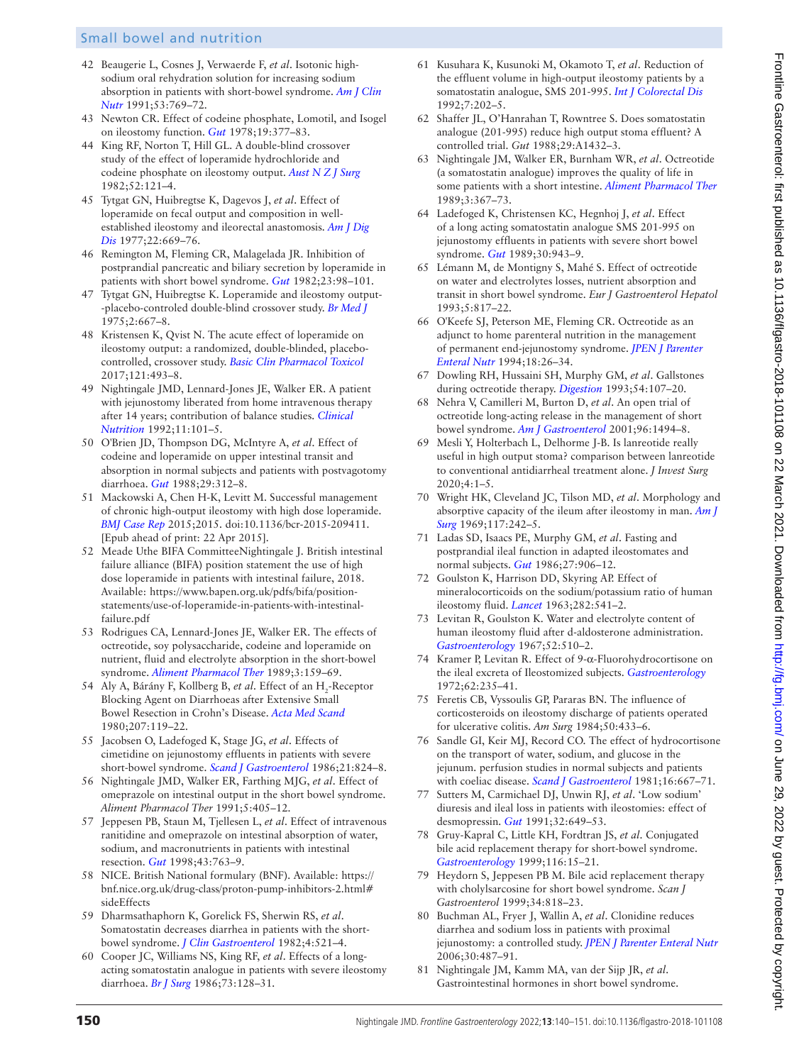42 Beaugerie L, Cosnes J, Verwaerde F, *et al*. Isotonic high-sodium oral rehydration solution for increasing sodium absorption in patients with short-bowel syndrome. *Am J Clin Nutr* 1991;53:769–72.

43 Newton CR. Effect of codeine phosphate, Lomotil, and Isogel on ileostomy function. *Gut* 1978;19:377–83.

44 King RF, Norton T, Hill GL. A double-blind crossover study of the effect of loperamide hydrochloride and codeine phosphate on ileostomy output. *Aust N Z J Surg* 1982;52:121–4.

45 Tytgat GN, Huibregtse K, Dagevos J, *et al*. Effect of loperamide on fecal output and composition in well-established ileostomy and ileorectal anastomosis. *Am J Dig Dis* 1977;22:669–76.

46 Remington M, Fleming CR, Malagelada JR. Inhibition of postprandial pancreatic and biliary secretion by loperamide in patients with short bowel syndrome. *Gut* 1982;23:98–101.

47 Tytgat GN, Huibregtse K. Loperamide and ileostomy output--placebo-controled double-blind crossover study. *Br Med J* 1975;2:667–8.

48 Kristensen K, Qvist N. The acute effect of loperamide on ileostomy output: a randomized, double-blinded, placebo-controlled, crossover study. *Basic Clin Pharmacol Toxicol* 2017;121:493–8.

49 Nightingale JMD, Lennard-Jones JE, Walker ER. A patient with jejunostomy liberated from home intravenous therapy after 14 years; contribution of balance studies. *Clinical Nutrition* 1992;11:101–5.

50 O'Brien JD, Thompson DG, McIntyre A, *et al*. Effect of codeine and loperamide on upper intestinal transit and absorption in normal subjects and patients with postvagotomy diarrhoea. *Gut* 1988;29:312–8.

51 Mackowski A, Chen H-K, Levitt M. Successful management of chronic high-output ileostomy with high dose loperamide. *BMJ Case Rep* 2015;2015. doi:10.1136/bcr-2015-209411. [Epub ahead of print: 22 Apr 2015].

52 Meade Uthe BIFA CommitteeNightingale J. British intestinal failure alliance (BIFA) position statement the use of high dose loperamide in patients with intestinal failure, 2018. Available: https://www.bapen.org.uk/pdfs/bifa/position-statements/use-of-loperamide-in-patients-with-intestinal-failure.pdf

53 Rodrigues CA, Lennard-Jones JE, Walker ER. The effects of octreotide, soy polysaccharide, codeine and loperamide on nutrient, fluid and electrolyte absorption in the short-bowel syndrome. *Aliment Pharmacol Ther* 1989;3:159–69.

54 Aly A, Bárány F, Kollberg B, *et al*. Effect of an $H_2$-Receptor Blocking Agent on Diarrhoeas after Extensive Small Bowel Resection in Crohn's Disease. *Acta Med Scand* 1980;207:119–22.

55 Jacobsen O, Ladefoged K, Stage JG, *et al*. Effects of cimetidine on jejunostomy effluents in patients with severe short-bowel syndrome. *Scand J Gastroenterol* 1986;21:824–8.

56 Nightingale JMD, Walker ER, Farthing MJG, *et al*. Effect of omeprazole on intestinal output in the short bowel syndrome. *Aliment Pharmacol Ther* 1991;5:405–12.

57 Jeppesen PB, Staun M, Tjellesen L, *et al*. Effect of intravenous ranitidine and omeprazole on intestinal absorption of water, sodium, and macronutrients in patients with intestinal failure. *Gut* 1998;43:763–9.

58 NICE. British National formulary (BNF). Available: https://bnf.nice.org.uk/drug-class/proton-pump-inhibitors-2.html#sideEffects

59 Dharmsathaphorn K, Gorelick FS, Sherwin RS, *et al*. Somatostatin decreases diarrhea in patients with the short-bowel syndrome. *J Clin Gastroenterol* 1982;4:521–4.

60 Cooper JC, Williams NS, King RF, *et al*. Effects of a long-acting somatostatin analogue in patients with severe ileostomy diarrhoea. *Br J Surg* 1986;73:128–31.

61 Kusuhara K, Kusunoki M, Okamoto T, *et al*. Reduction of the effluent volume in high-output ileostomy patients by a somatostatin analogue, SMS 201-995. *Int J Colorectal Dis* 1992;7:202–5.

62 Shaffer JL, O'Hanrahan T, Rowntree S. Does somatostatin analogue (201-995) reduce high output stoma effluent? A controlled trial. *Gut* 1988;29:A1432–3.

63 Nightingale JM, Walker ER, Burnham WR, *et al*. Octreotide (a somatostatin analogue) improves the quality of life in some patients with a short intestine. *Aliment Pharmacol Ther* 1989;3:367–73.

64 Ladefoged K, Christensen KC, Hegnhoj J, *et al*. Effect of a long acting somatostatin analogue SMS 201-995 on jejunostomy effluents in patients with severe short bowel syndrome. *Gut* 1989;30:943–9.

65 Lémann M, de Montigny S, Mahé S. Effect of octreotide on water and electrolytes losses, nutrient absorption and transit in short bowel syndrome. *Eur J Gastroenterol Hepatol* 1993;5:817–22.

66 O'Keefe SJ, Peterson ME, Fleming CR. Octreotide as an adjunct to home parenteral nutrition in the management of permanent end-jejunostomy syndrome. *JPEN J Parenter Enteral Nutr* 1994;18:26–34.

67 Dowling RH, Hussaini SH, Murphy GM, *et al*. Gallstones during octreotide therapy. *Digestion* 1993;54:107–20.

68 Nehra V, Camilleri M, Burton D, *et al*. An open trial of octreotide long-acting release in the management of short bowel syndrome. *Am J Gastroenterol* 2001;96:1494–8.

69 Mesli Y, Holterbach L, Delhorme J-B. Is lanreotide really useful in high output stoma? comparison between lanreotide to conventional antidiarrheal treatment alone. *J Invest Surg* 2020;4:1–5.

70 Wright HK, Cleveland JC, Tilson MD, *et al*. Morphology and absorptive capacity of the ileum after ileostomy in man. *Am J Surg* 1969;117:242–5.

71 Ladas SD, Isaacs PE, Murphy GM, *et al*. Fasting and postprandial ileal function in adapted ileostomates and normal subjects. *Gut* 1986;27:906–12.

72 Goulston K, Harrison DD, Skyring AP. Effect of mineralocorticoids on the sodium/potassium ratio of human ileostomy fluid. *Lancet* 1963;282:541–2.

73 Levitan R, Goulston K. Water and electrolyte content of human ileostomy fluid after d-aldosterone administration. *Gastroenterology* 1967;52:510–2.

74 Kramer P, Levitan R. Effect of 9-α-Fluorohydrocortisone on the ileal excreta of Ileostomized subjects. *Gastroenterology* 1972;62:235–41.

75 Feretis CB, Vyssoulis GP, Pararas BN. The influence of corticosteroids on ileostomy discharge of patients operated for ulcerative colitis. *Am Surg* 1984;50:433–6.

76 Sandle GI, Keir MJ, Record CO. The effect of hydrocortisone on the transport of water, sodium, and glucose in the jejunum. perfusion studies in normal subjects and patients with coeliac disease. *Scand J Gastroenterol* 1981;16:667–71.

77 Sutters M, Carmichael DJ, Unwin RJ, *et al*. 'Low sodium' diuresis and ileal loss in patients with ileostomies: effect of desmopressin. *Gut* 1991;32:649–53.

78 Gruy-Kapral C, Little KH, Fordtran JS, *et al*. Conjugated bile acid replacement therapy for short-bowel syndrome. *Gastroenterology* 1999;116:15–21.

79 Heydorn S, Jeppesen PB M. Bile acid replacement therapy with cholylsarcosine for short bowel syndrome. *Scan J Gastroenterol* 1999;34:818–23.

80 Buchman AL, Fryer J, Wallin A, *et al*. Clonidine reduces diarrhea and sodium loss in patients with proximal jejunostomy: a controlled study. *JPEN J Parenter Enteral Nutr* 2006;30:487–91.

81 Nightingale JM, Kamm MA, van der Sijp JR, *et al*. Gastrointestinal hormones in short bowel syndrome.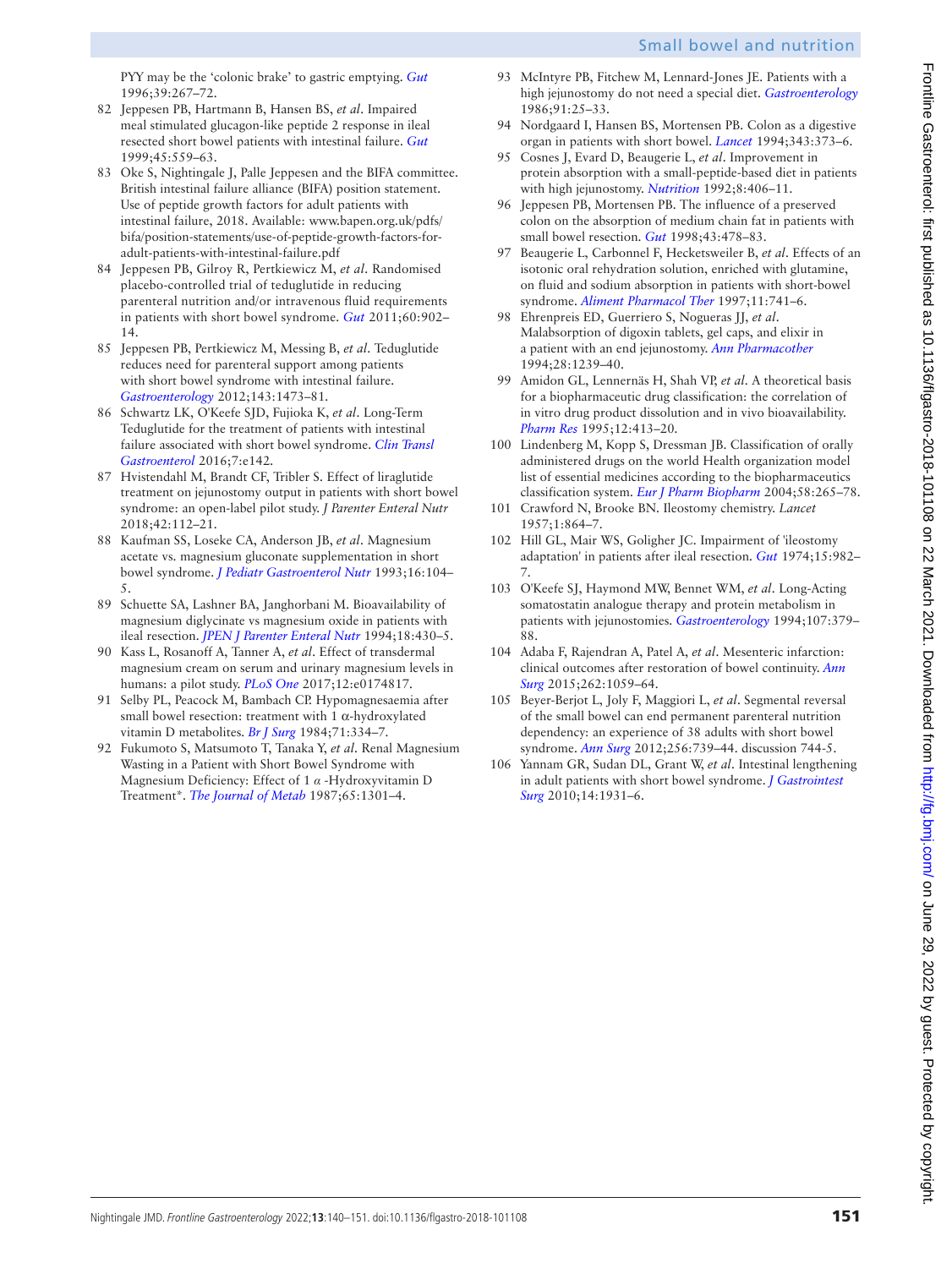PYY may be the 'colonic brake' to gastric emptying. *Gut* 1996;39:267–72.

82 Jeppesen PB, Hartmann B, Hansen BS, *et al*. Impaired meal stimulated glucagon-like peptide 2 response in ileal resected short bowel patients with intestinal failure. *Gut* 1999;45:559–63.

83 Oke S, Nightingale J, Palle Jeppesen and the BIFA committee. British intestinal failure alliance (BIFA) position statement. Use of peptide growth factors for adult patients with intestinal failure, 2018. Available: www.bapen.org.uk/pdfs/bifa/position-statements/use-of-peptide-growth-factors-for-adult-patients-with-intestinal-failure.pdf

84 Jeppesen PB, Gilroy R, Pertkiewicz M, *et al*. Randomised placebo-controlled trial of teduglutide in reducing parenteral nutrition and/or intravenous fluid requirements in patients with short bowel syndrome. *Gut* 2011;60:902–14.

85 Jeppesen PB, Pertkiewicz M, Messing B, *et al*. Teduglutide reduces need for parenteral support among patients with short bowel syndrome with intestinal failure. *Gastroenterology* 2012;143:1473–81.

86 Schwartz LK, O'Keefe SJD, Fujioka K, *et al*. Long-Term Teduglutide for the treatment of patients with intestinal failure associated with short bowel syndrome. *Clin Transl Gastroenterol* 2016;7:e142.

87 Hvistendahl M, Brandt CF, Tribler S. Effect of liraglutide treatment on jejunostomy output in patients with short bowel syndrome: an open-label pilot study. *J Parenter Enteral Nutr* 2018;42:112–21.

88 Kaufman SS, Loseke CA, Anderson JB, *et al*. Magnesium acetate vs. magnesium gluconate supplementation in short bowel syndrome. *J Pediatr Gastroenterol Nutr* 1993;16:104–5.

89 Schuette SA, Lashner BA, Janghorbani M. Bioavailability of magnesium diglycinate vs magnesium oxide in patients with ileal resection. *JPEN J Parenter Enteral Nutr* 1994;18:430–5.

90 Kass L, Rosanoff A, Tanner A, *et al*. Effect of transdermal magnesium cream on serum and urinary magnesium levels in humans: a pilot study. *PLoS One* 2017;12:e0174817.

91 Selby PL, Peacock M, Bambach CP. Hypomagnesaemia after small bowel resection: treatment with 1 α-hydroxylated vitamin D metabolites. *Br J Surg* 1984;71:334–7.

92 Fukumoto S, Matsumoto T, Tanaka Y, *et al*. Renal Magnesium Wasting in a Patient with Short Bowel Syndrome with Magnesium Deficiency: Effect of 1 α -Hydroxyvitamin D Treatment*. *The Journal of Metab* 1987;65:1301–4.

93 McIntyre PB, Fitchew M, Lennard-Jones JE. Patients with a high jejunostomy do not need a special diet. *Gastroenterology* 1986;91:25–33.

94 Nordgaard I, Hansen BS, Mortensen PB. Colon as a digestive organ in patients with short bowel. *Lancet* 1994;343:373–6.

95 Cosnes J, Evard D, Beaugerie L, *et al*. Improvement in protein absorption with a small-peptide-based diet in patients with high jejunostomy. *Nutrition* 1992;8:406–11.

96 Jeppesen PB, Mortensen PB. The influence of a preserved colon on the absorption of medium chain fat in patients with small bowel resection. *Gut* 1998;43:478–83.

97 Beaugerie L, Carbonnel F, Hecketsweiler B, *et al*. Effects of an isotonic oral rehydration solution, enriched with glutamine, on fluid and sodium absorption in patients with short-bowel syndrome. *Aliment Pharmacol Ther* 1997;11:741–6.

98 Ehrenpreis ED, Guerriero S, Nogueras JJ, *et al*. Malabsorption of digoxin tablets, gel caps, and elixir in a patient with an end jejunostomy. *Ann Pharmacother* 1994;28:1239–40.

99 Amidon GL, Lennernäs H, Shah VP, *et al*. A theoretical basis for a biopharmaceutic drug classification: the correlation of in vitro drug product dissolution and in vivo bioavailability. *Pharm Res* 1995;12:413–20.

100 Lindenberg M, Kopp S, Dressman JB. Classification of orally administered drugs on the world Health organization model list of essential medicines according to the biopharmaceutics classification system. *Eur J Pharm Biopharm* 2004;58:265–78.

101 Crawford N, Brooke BN. Ileostomy chemistry. *Lancet* 1957;1:864–7.

102 Hill GL, Mair WS, Goligher JC. Impairment of 'ileostomy adaptation' in patients after ileal resection. *Gut* 1974;15:982–7.

103 O'Keefe SJ, Haymond MW, Bennet WM, *et al*. Long-Acting somatostatin analogue therapy and protein metabolism in patients with jejunostomies. *Gastroenterology* 1994;107:379–88.

104 Adaba F, Rajendran A, Patel A, *et al*. Mesenteric infarction: clinical outcomes after restoration of bowel continuity. *Ann Surg* 2015;262:1059–64.

105 Beyer-Berjot L, Joly F, Maggiori L, *et al*. Segmental reversal of the small bowel can end permanent parenteral nutrition dependency: an experience of 38 adults with short bowel syndrome. *Ann Surg* 2012;256:739–44. discussion 744-5.

106 Yannam GR, Sudan DL, Grant W, *et al*. Intestinal lengthening in adult patients with short bowel syndrome. *J Gastrointest Surg* 2010;14:1931–6.